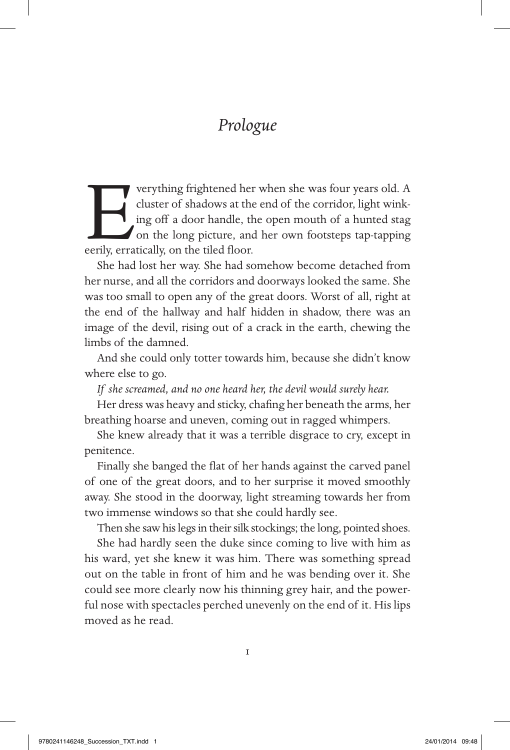# *Prologue*

Everything frightened her when she was four years old. A cluster of shadows at the end of the corridor, light winking off a door handle, the open mouth of a hunted stag on the long picture, and her own footsteps tap-tapping eerily, erratically, on the tiled floor.

She had lost her way. She had somehow become detached from her nurse, and all the corridors and doorways looked the same. She was too small to open any of the great doors. Worst of all, right at the end of the hallway and half hidden in shadow, there was an image of the devil, rising out of a crack in the earth, chewing the limbs of the damned.

And she could only totter towards him, because she didn't know where else to go.

*If she screamed, and no one heard her, the devil would surely hear.*

Her dress was heavy and sticky, chafing her beneath the arms, her breathing hoarse and uneven, coming out in ragged whimpers.

She knew already that it was a terrible disgrace to cry, except in penitence.

Finally she banged the flat of her hands against the carved panel of one of the great doors, and to her surprise it moved smoothly away. She stood in the doorway, light streaming towards her from two immense windows so that she could hardly see.

Then she saw his legs in their silk stockings; the long, pointed shoes.

She had hardly seen the duke since coming to live with him as his ward, yet she knew it was him. There was something spread out on the table in front of him and he was bending over it. She could see more clearly now his thinning grey hair, and the powerful nose with spectacles perched unevenly on the end of it. His lips moved as he read.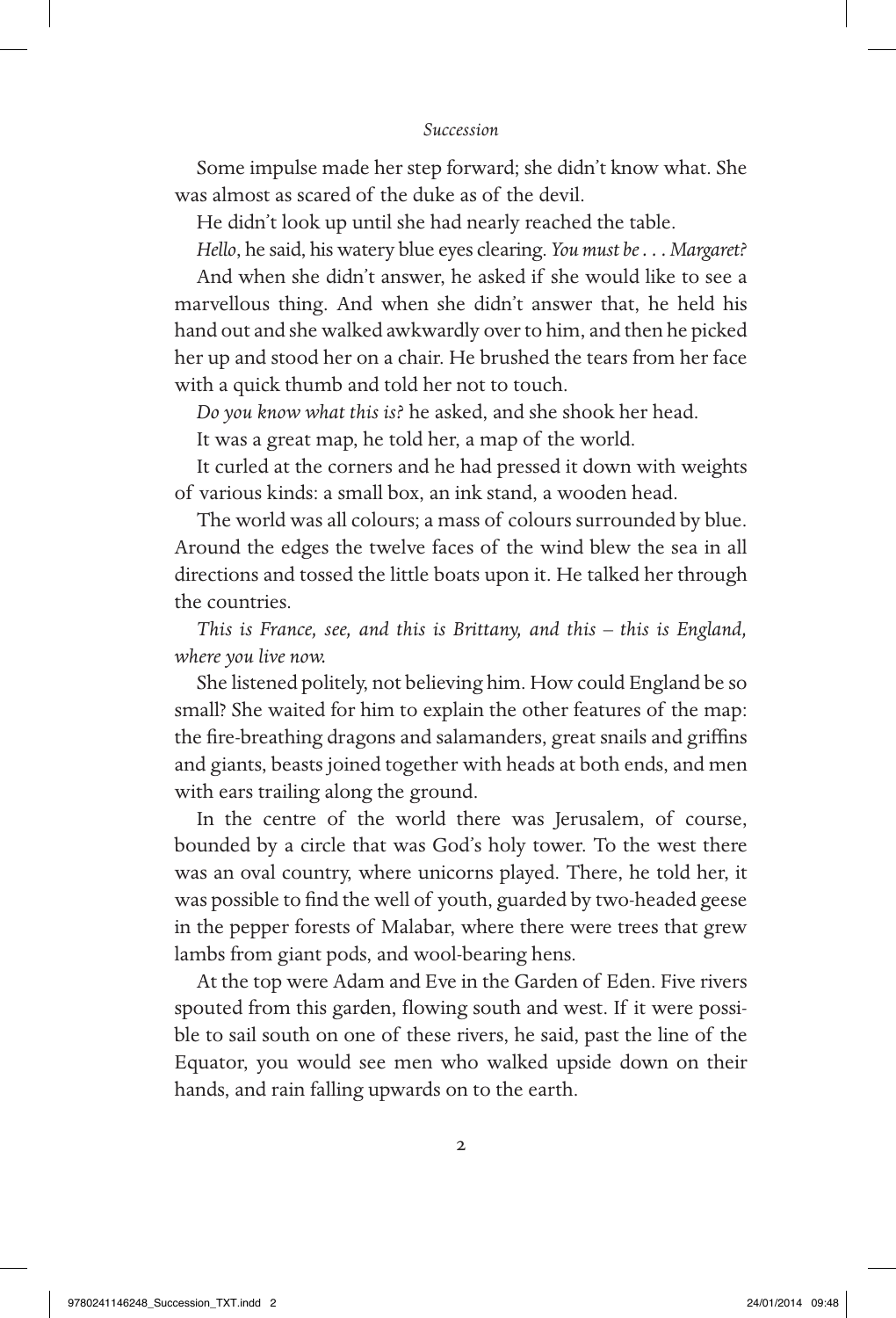Some impulse made her step forward; she didn't know what. She was almost as scared of the duke as of the devil.

He didn't look up until she had nearly reached the table.

*Hello*, he said, his watery blue eyes clearing. *You must be . . . Margaret?*

And when she didn't answer, he asked if she would like to see a marvellous thing. And when she didn't answer that, he held his hand out and she walked awkwardly over to him, and then he picked her up and stood her on a chair. He brushed the tears from her face with a quick thumb and told her not to touch.

*Do you know what this is?* he asked, and she shook her head.

It was a great map, he told her, a map of the world.

It curled at the corners and he had pressed it down with weights of various kinds: a small box, an ink stand, a wooden head.

The world was all colours; a mass of colours surrounded by blue. Around the edges the twelve faces of the wind blew the sea in all directions and tossed the little boats upon it. He talked her through the countries.

*This is France, see, and this is Brittany, and this – this is England, where you live now.*

She listened politely, not believing him. How could England be so small? She waited for him to explain the other features of the map: the fire-breathing dragons and salamanders, great snails and griffins and giants, beasts joined together with heads at both ends, and men with ears trailing along the ground.

In the centre of the world there was Jerusalem, of course, bounded by a circle that was God's holy tower. To the west there was an oval country, where unicorns played. There, he told her, it was possible to find the well of youth, guarded by two-headed geese in the pepper forests of Malabar, where there were trees that grew lambs from giant pods, and wool-bearing hens.

At the top were Adam and Eve in the Garden of Eden. Five rivers spouted from this garden, flowing south and west. If it were possible to sail south on one of these rivers, he said, past the line of the Equator, you would see men who walked upside down on their hands, and rain falling upwards on to the earth.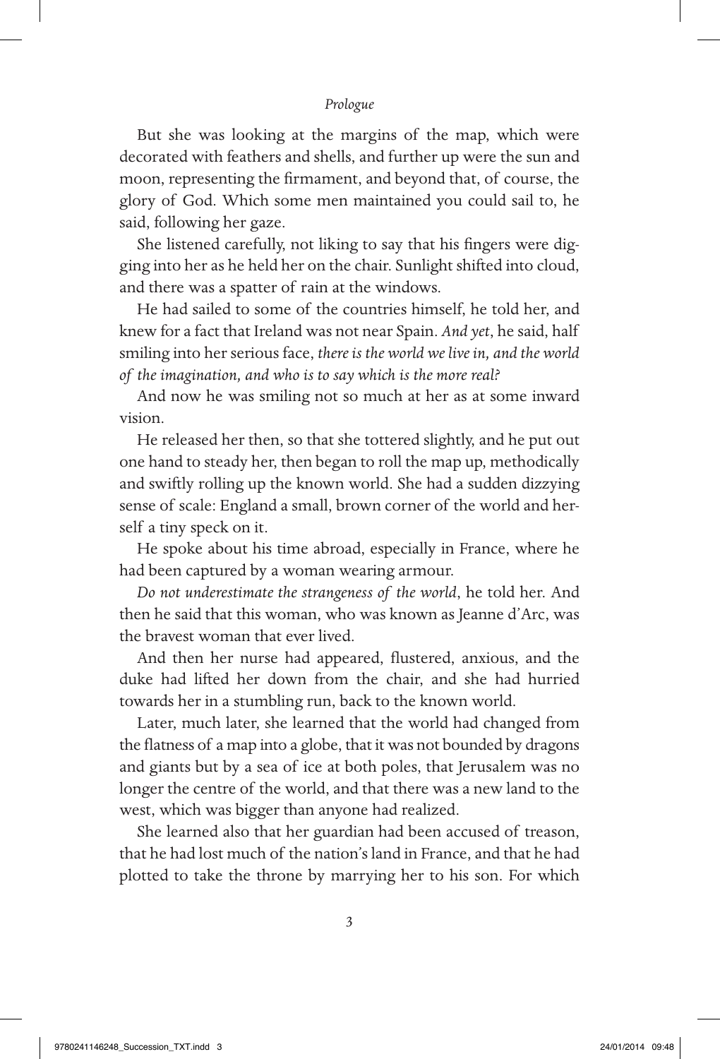But she was looking at the margins of the map, which were decorated with feathers and shells, and further up were the sun and moon, representing the firmament, and beyond that, of course, the glory of God. Which some men maintained you could sail to, he said, following her gaze.

She listened carefully, not liking to say that his fingers were digging into her as he held her on the chair. Sunlight shifted into cloud, and there was a spatter of rain at the windows.

He had sailed to some of the countries himself, he told her, and knew for a fact that Ireland was not near Spain. *And yet*, he said, half smiling into her serious face, *there is the world we live in, and the world of the imagination, and who is to say which is the more real?*

And now he was smiling not so much at her as at some inward vision.

He released her then, so that she tottered slightly, and he put out one hand to steady her, then began to roll the map up, methodically and swiftly rolling up the known world. She had a sudden dizzying sense of scale: England a small, brown corner of the world and herself a tiny speck on it.

He spoke about his time abroad, especially in France, where he had been captured by a woman wearing armour.

*Do not underestimate the strangeness of the world*, he told her. And then he said that this woman, who was known as Jeanne d'Arc, was the bravest woman that ever lived.

And then her nurse had appeared, flustered, anxious, and the duke had lifted her down from the chair, and she had hurried towards her in a stumbling run, back to the known world.

Later, much later, she learned that the world had changed from the flatness of a map into a globe, that it was not bounded by dragons and giants but by a sea of ice at both poles, that Jerusalem was no longer the centre of the world, and that there was a new land to the west, which was bigger than anyone had realized.

She learned also that her guardian had been accused of treason, that he had lost much of the nation's land in France, and that he had plotted to take the throne by marrying her to his son. For which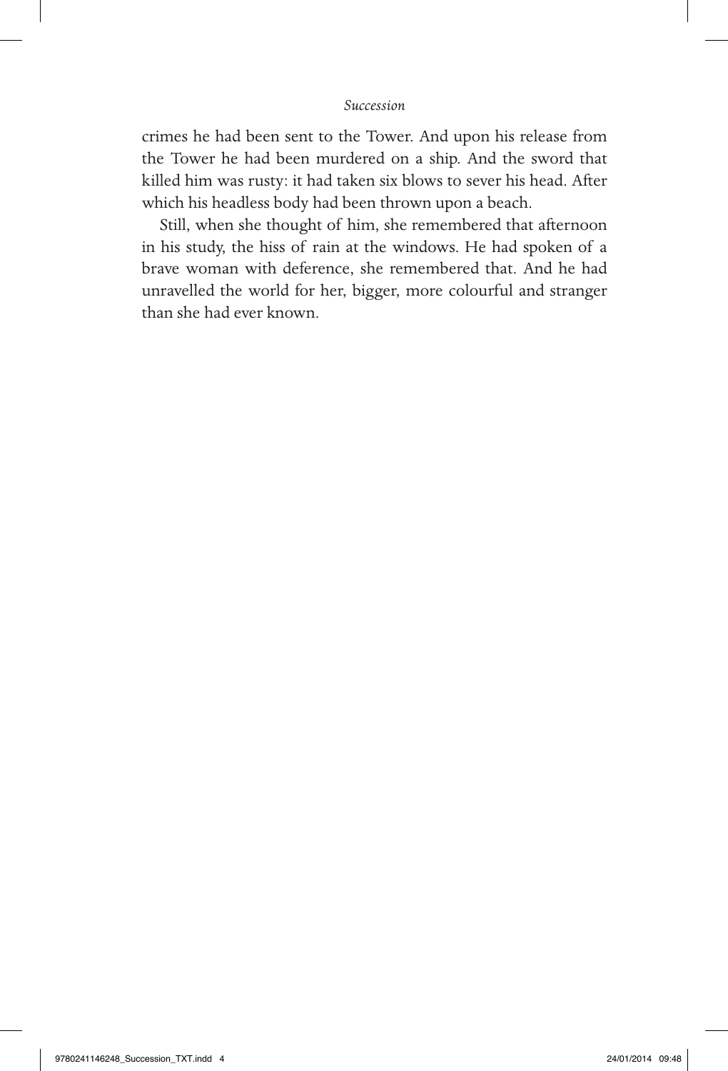crimes he had been sent to the Tower. And upon his release from the Tower he had been murdered on a ship. And the sword that killed him was rusty: it had taken six blows to sever his head. After which his headless body had been thrown upon a beach.

Still, when she thought of him, she remembered that afternoon in his study, the hiss of rain at the windows. He had spoken of a brave woman with deference, she remembered that. And he had unravelled the world for her, bigger, more colourful and stranger than she had ever known.